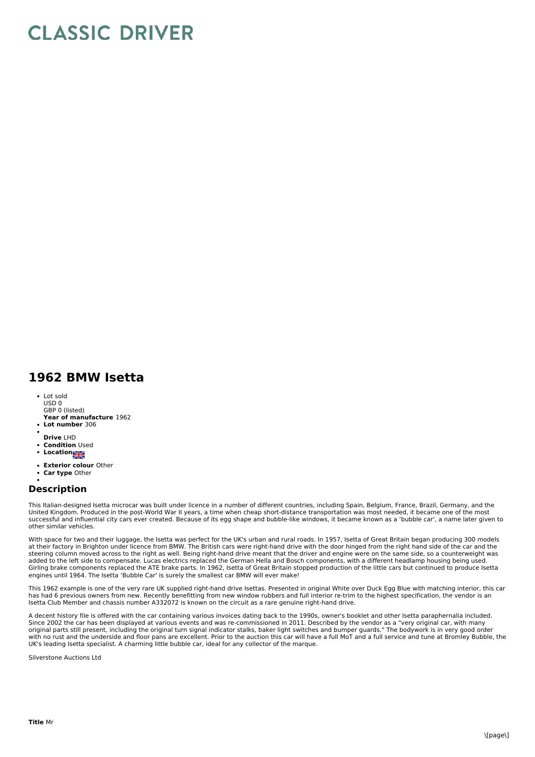# CLASSIC DRIVER

## 1962 BMW Isetta

- Lot sold
  USD 0
  GBP 0 (listed)
  **Year of manufacture** 1962
- **Lot number** 306
- 
  **Drive** LHD
- **Condition** Used
- **Location**
- **Exterior colour** Other
- **Car type** Other
- 

## Description

This Italian-designed Isetta microcar was built under licence in a number of different countries, including Spain, Belgium, France, Brazil, Germany, and the United Kingdom. Produced in the post-World War II years, a time when cheap short-distance transportation was most needed, it became one of the most successful and influential city cars ever created. Because of its egg shape and bubble-like windows, it became known as a 'bubble car', a name later given to other similar vehicles.

With space for two and their luggage, the Isetta was perfect for the UK's urban and rural roads. In 1957, Isetta of Great Britain began producing 300 models at their factory in Brighton under licence from BMW. The British cars were right-hand drive with the door hinged from the right hand side of the car and the steering column moved across to the right as well. Being right-hand drive meant that the driver and engine were on the same side, so a counterweight was added to the left side to compensate. Lucas electrics replaced the German Hella and Bosch components, with a different headlamp housing being used. Girling brake components replaced the ATE brake parts. In 1962, Isetta of Great Britain stopped production of the little cars but continued to produce Isetta engines until 1964. The Isetta 'Bubble Car' is surely the smallest car BMW will ever make!

This 1962 example is one of the very rare UK supplied right-hand drive Isettas. Presented in original White over Duck Egg Blue with matching interior, this car has had 6 previous owners from new. Recently benefitting from new window rubbers and full interior re-trim to the highest specification, the vendor is an Isetta Club Member and chassis number A332072 is known on the circuit as a rare genuine right-hand drive.

A decent history file is offered with the car containing various invoices dating back to the 1990s, owner's booklet and other Isetta paraphernalia included. Since 2002 the car has been displayed at various events and was re-commissioned in 2011. Described by the vendor as a "very original car, with many original parts still present, including the original turn signal indicator stalks, baker light switches and bumper guards." The bodywork is in very good order with no rust and the underside and floor pans are excellent. Prior to the auction this car will have a full MoT and a full service and tune at Bromley Bubble, the UK's leading Isetta specialist. A charming little bubble car, ideal for any collector of the marque.

Silverstone Auctions Ltd

**Title** Mr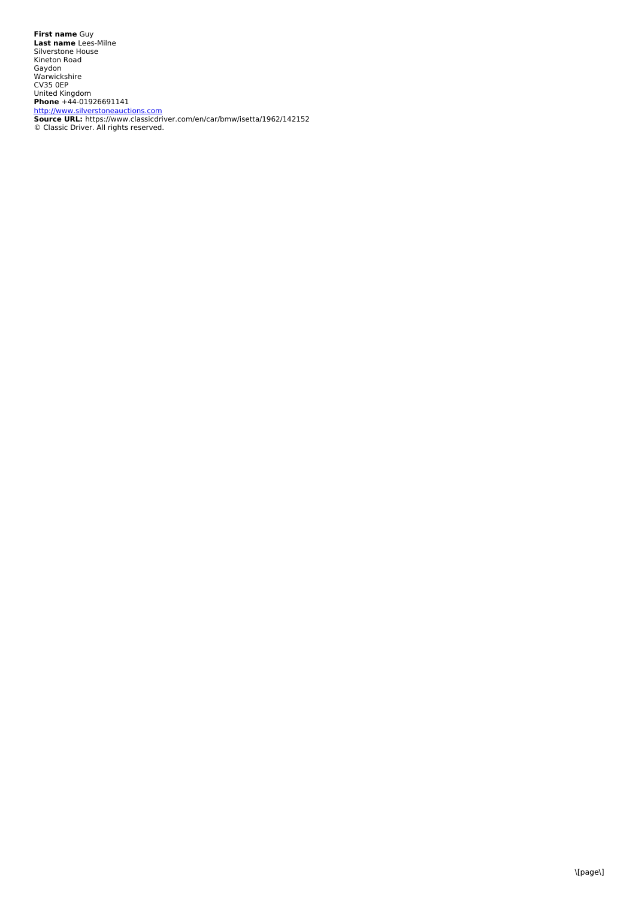**First name** Guy
**Last name** Lees-Milne
Silverstone House
Kineton Road
Gaydon
Warwickshire
CV35 0EP
United Kingdom
**Phone** +44-01926691141
[http://www.silverstoneauctions.com](http://www.silverstoneauctions.com)
**Source URL:** https://www.classicdriver.com/en/car/bmw/isetta/1962/142152
© Classic Driver. All rights reserved.